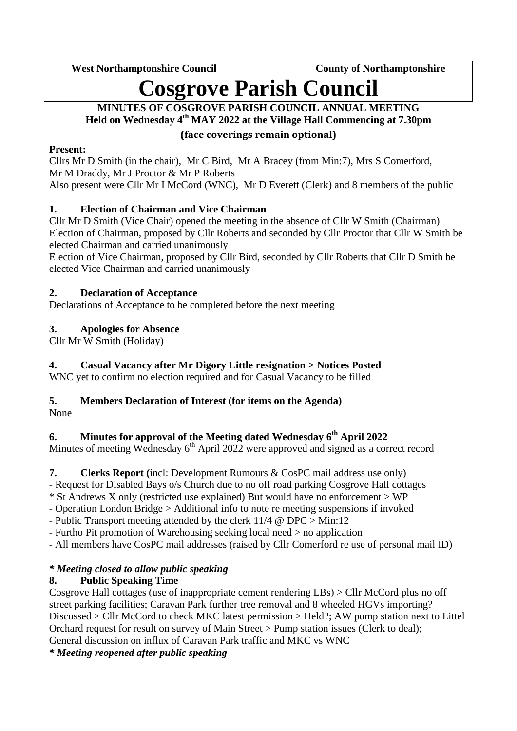**West Northamptonshire Council** **County of Northamptonshire**

# Cosgrove Parish Council

**MINUTES OF COSGROVE PARISH COUNCIL ANNUAL MEETING**
**Held on Wednesday 4th MAY 2022 at the Village Hall Commencing at 7.30pm**
**(face coverings remain optional)**

**Present:**
Cllrs Mr D Smith (in the chair), Mr C Bird, Mr A Bracey (from Min:7), Mrs S Comerford, Mr M Draddy, Mr J Proctor & Mr P Roberts
Also present were Cllr Mr I McCord (WNC), Mr D Everett (Clerk) and 8 members of the public

## 1. Election of Chairman and Vice Chairman

Cllr Mr D Smith (Vice Chair) opened the meeting in the absence of Cllr W Smith (Chairman)
Election of Chairman, proposed by Cllr Roberts and seconded by Cllr Proctor that Cllr W Smith be elected Chairman and carried unanimously
Election of Vice Chairman, proposed by Cllr Bird, seconded by Cllr Roberts that Cllr D Smith be elected Vice Chairman and carried unanimously

## 2. Declaration of Acceptance

Declarations of Acceptance to be completed before the next meeting

## 3. Apologies for Absence

Cllr Mr W Smith (Holiday)

## 4. Casual Vacancy after Mr Digory Little resignation > Notices Posted

WNC yet to confirm no election required and for Casual Vacancy to be filled

## 5. Members Declaration of Interest (for items on the Agenda)

None

## 6. Minutes for approval of the Meeting dated Wednesday 6th April 2022

Minutes of meeting Wednesday 6th April 2022 were approved and signed as a correct record

## 7. Clerks Report (incl: Development Rumours & CosPC mail address use only)

- Request for Disabled Bays o/s Church due to no off road parking Cosgrove Hall cottages
* St Andrews X only (restricted use explained) But would have no enforcement > WP
- Operation London Bridge > Additional info to note re meeting suspensions if invoked
- Public Transport meeting attended by the clerk 11/4 @ DPC > Min:12
- Furtho Pit promotion of Warehousing seeking local need > no application
- All members have CosPC mail addresses (raised by Cllr Comerford re use of personal mail ID)

***\* Meeting closed to allow public speaking***

## 8. Public Speaking Time

Cosgrove Hall cottages (use of inappropriate cement rendering LBs) > Cllr McCord plus no off street parking facilities; Caravan Park further tree removal and 8 wheeled HGVs importing? Discussed > Cllr McCord to check MKC latest permission > Held?; AW pump station next to Littel Orchard request for result on survey of Main Street > Pump station issues (Clerk to deal); General discussion on influx of Caravan Park traffic and MKC vs WNC

***\* Meeting reopened after public speaking***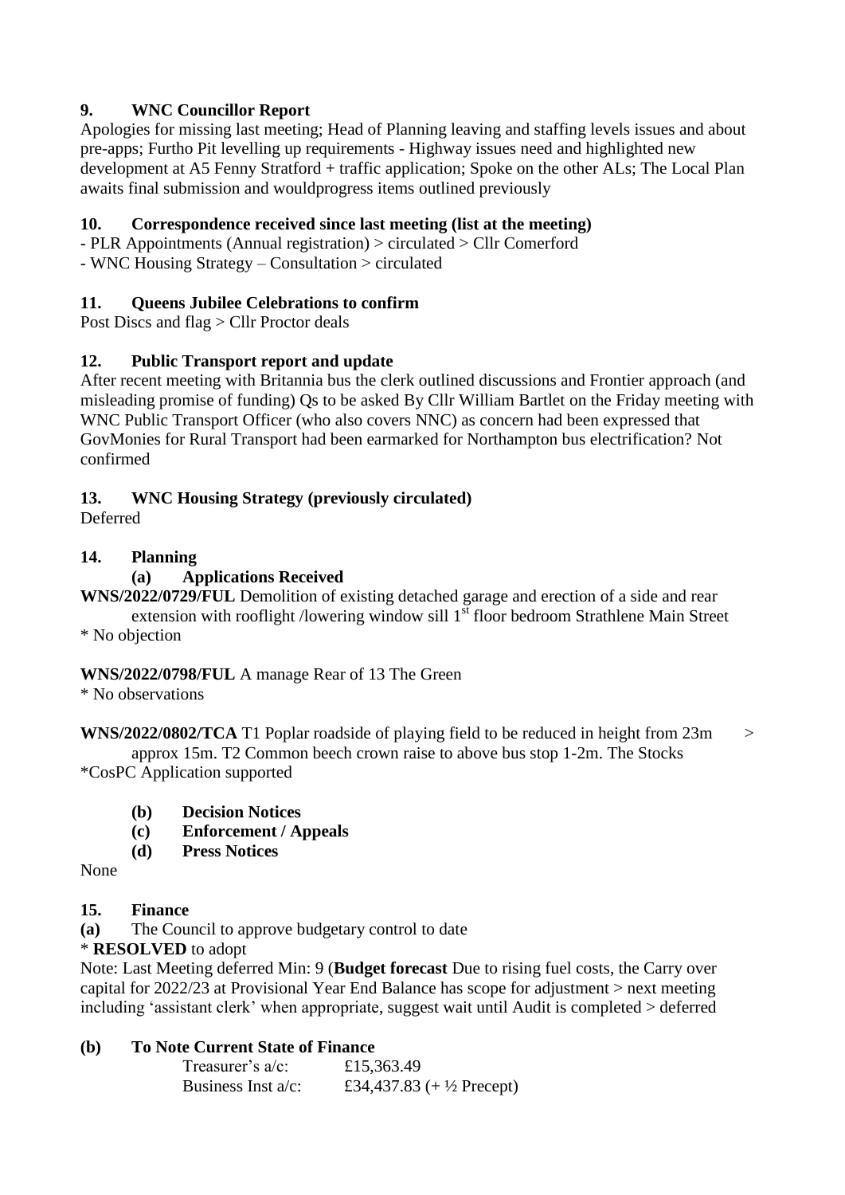## 9. WNC Councillor Report

Apologies for missing last meeting; Head of Planning leaving and staffing levels issues and about pre-apps; Furtho Pit levelling up requirements - Highway issues need and highlighted new development at A5 Fenny Stratford + traffic application; Spoke on the other ALs; The Local Plan awaits final submission and wouldprogress items outlined previously

## 10. Correspondence received since last meeting (list at the meeting)

- PLR Appointments (Annual registration) > circulated > Cllr Comerford
- WNC Housing Strategy – Consultation > circulated

## 11. Queens Jubilee Celebrations to confirm

Post Discs and flag > Cllr Proctor deals

## 12. Public Transport report and update

After recent meeting with Britannia bus the clerk outlined discussions and Frontier approach (and misleading promise of funding) Qs to be asked By Cllr William Bartlet on the Friday meeting with WNC Public Transport Officer (who also covers NNC) as concern had been expressed that GovMonies for Rural Transport had been earmarked for Northampton bus electrification? Not confirmed

## 13. WNC Housing Strategy (previously circulated)

Deferred

## 14. Planning

### (a) Applications Received

**WNS/2022/0729/FUL** Demolition of existing detached garage and erection of a side and rear extension with rooflight /lowering window sill 1st floor bedroom Strathlene Main Street

* No objection

**WNS/2022/0798/FUL** A manage Rear of 13 The Green

* No observations

**WNS/2022/0802/TCA** T1 Poplar roadside of playing field to be reduced in height from 23m > approx 15m. T2 Common beech crown raise to above bus stop 1-2m. The Stocks

*CosPC Application supported

### (b) Decision Notices
### (c) Enforcement / Appeals
### (d) Press Notices

None

## 15. Finance

**(a)** The Council to approve budgetary control to date

* **RESOLVED** to adopt

Note: Last Meeting deferred Min: 9 (**Budget forecast** Due to rising fuel costs, the Carry over capital for 2022/23 at Provisional Year End Balance has scope for adjustment > next meeting including 'assistant clerk' when appropriate, suggest wait until Audit is completed > deferred

**(b) To Note Current State of Finance**

| | |
|---|---|
| Treasurer's a/c: | £15,363.49 |
| Business Inst a/c: | £34,437.83 (+ ½ Precept) |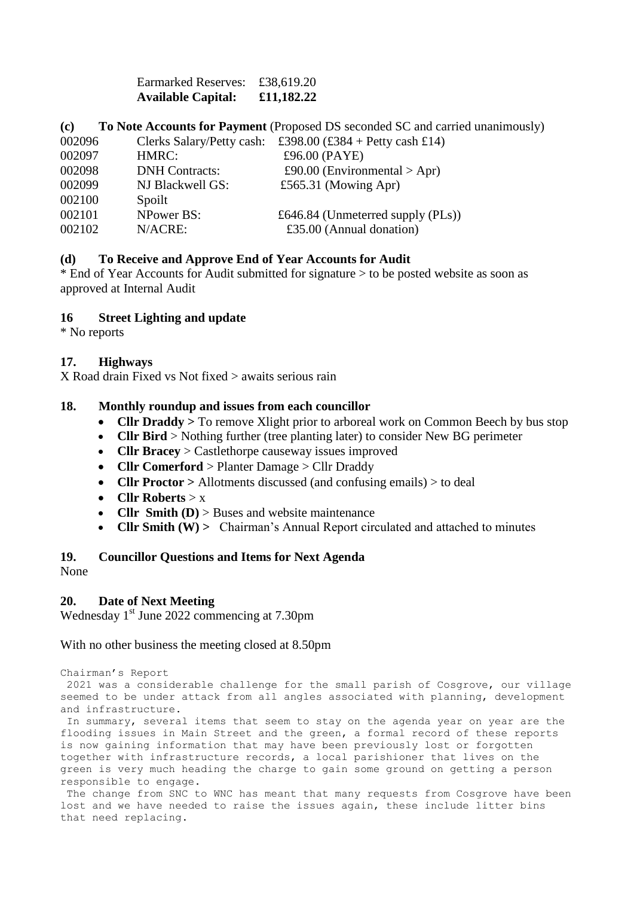Earmarked Reserves: £38,619.20
**Available Capital: £11,182.22**

**(c) To Note Accounts for Payment** (Proposed DS seconded SC and carried unanimously)

| | | |
|---|---|---|
| 002096 | Clerks Salary/Petty cash: | £398.00 (£384 + Petty cash £14) |
| 002097 | HMRC: | £96.00 (PAYE) |
| 002098 | DNH Contracts: | £90.00 (Environmental > Apr) |
| 002099 | NJ Blackwell GS: | £565.31 (Mowing Apr) |
| 002100 | Spoilt | |
| 002101 | NPower BS: | £646.84 (Unmeterred supply (PLs)) |
| 002102 | N/ACRE: | £35.00 (Annual donation) |

**(d) To Receive and Approve End of Year Accounts for Audit**

* End of Year Accounts for Audit submitted for signature > to be posted website as soon as approved at Internal Audit

**16 Street Lighting and update**

* No reports

**17. Highways**

X Road drain Fixed vs Not fixed > awaits serious rain

**18. Monthly roundup and issues from each councillor**

- **Cllr Draddy >** To remove Xlight prior to arboreal work on Common Beech by bus stop
- **Cllr Bird** > Nothing further (tree planting later) to consider New BG perimeter
- **Cllr Bracey** > Castlethorpe causeway issues improved
- **Cllr Comerford** > Planter Damage > Cllr Draddy
- **Cllr Proctor >** Allotments discussed (and confusing emails) > to deal
- **Cllr Roberts** > x
- **Cllr Smith (D)** > Buses and website maintenance
- **Cllr Smith (W) >** Chairman's Annual Report circulated and attached to minutes

**19. Councillor Questions and Items for Next Agenda**

None

**20. Date of Next Meeting**

Wednesday 1st June 2022 commencing at 7.30pm

With no other business the meeting closed at 8.50pm

Chairman's Report

2021 was a considerable challenge for the small parish of Cosgrove, our village seemed to be under attack from all angles associated with planning, development and infrastructure.

In summary, several items that seem to stay on the agenda year on year are the flooding issues in Main Street and the green, a formal record of these reports is now gaining information that may have been previously lost or forgotten together with infrastructure records, a local parishioner that lives on the green is very much heading the charge to gain some ground on getting a person responsible to engage.

The change from SNC to WNC has meant that many requests from Cosgrove have been lost and we have needed to raise the issues again, these include litter bins that need replacing.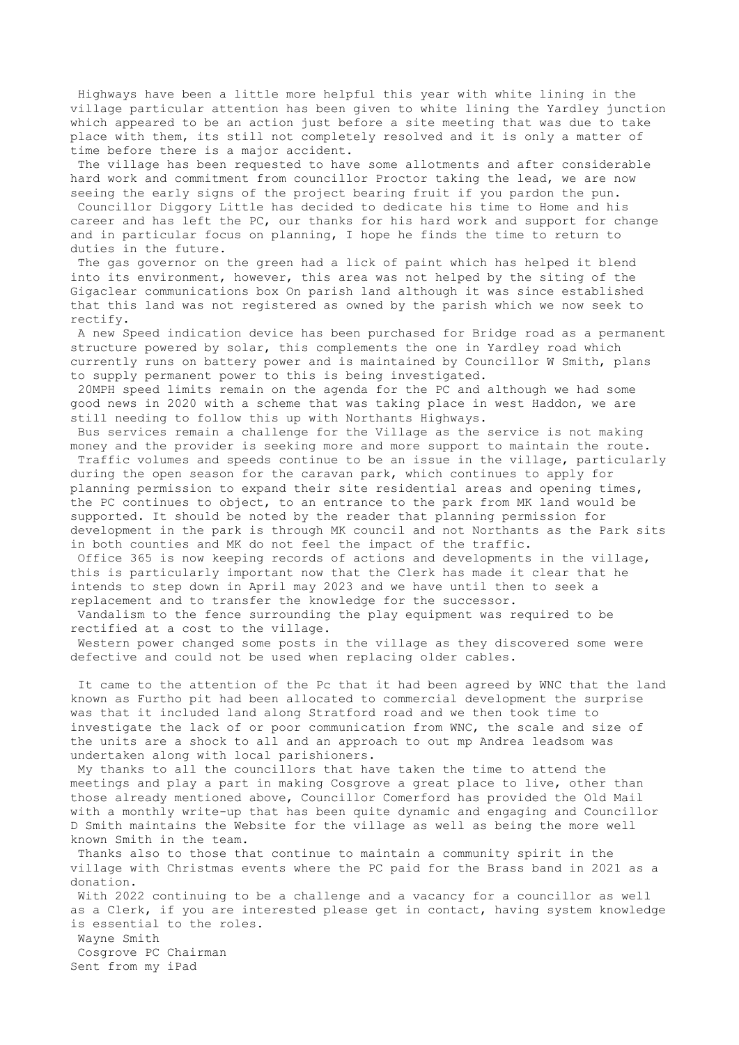Highways have been a little more helpful this year with white lining in the village particular attention has been given to white lining the Yardley junction which appeared to be an action just before a site meeting that was due to take place with them, its still not completely resolved and it is only a matter of time before there is a major accident.

The village has been requested to have some allotments and after considerable hard work and commitment from councillor Proctor taking the lead, we are now seeing the early signs of the project bearing fruit if you pardon the pun.

Councillor Diggory Little has decided to dedicate his time to Home and his career and has left the PC, our thanks for his hard work and support for change and in particular focus on planning, I hope he finds the time to return to duties in the future.

The gas governor on the green had a lick of paint which has helped it blend into its environment, however, this area was not helped by the siting of the Gigaclear communications box On parish land although it was since established that this land was not registered as owned by the parish which we now seek to rectify.

A new Speed indication device has been purchased for Bridge road as a permanent structure powered by solar, this complements the one in Yardley road which currently runs on battery power and is maintained by Councillor W Smith, plans to supply permanent power to this is being investigated.

20MPH speed limits remain on the agenda for the PC and although we had some good news in 2020 with a scheme that was taking place in west Haddon, we are still needing to follow this up with Northants Highways.

Bus services remain a challenge for the Village as the service is not making money and the provider is seeking more and more support to maintain the route.

Traffic volumes and speeds continue to be an issue in the village, particularly during the open season for the caravan park, which continues to apply for planning permission to expand their site residential areas and opening times, the PC continues to object, to an entrance to the park from MK land would be supported. It should be noted by the reader that planning permission for development in the park is through MK council and not Northants as the Park sits in both counties and MK do not feel the impact of the traffic.

Office 365 is now keeping records of actions and developments in the village, this is particularly important now that the Clerk has made it clear that he intends to step down in April may 2023 and we have until then to seek a replacement and to transfer the knowledge for the successor.

Vandalism to the fence surrounding the play equipment was required to be rectified at a cost to the village.

Western power changed some posts in the village as they discovered some were defective and could not be used when replacing older cables.

It came to the attention of the Pc that it had been agreed by WNC that the land known as Furtho pit had been allocated to commercial development the surprise was that it included land along Stratford road and we then took time to investigate the lack of or poor communication from WNC, the scale and size of the units are a shock to all and an approach to out mp Andrea leadsom was undertaken along with local parishioners.

My thanks to all the councillors that have taken the time to attend the meetings and play a part in making Cosgrove a great place to live, other than those already mentioned above, Councillor Comerford has provided the Old Mail with a monthly write-up that has been quite dynamic and engaging and Councillor D Smith maintains the Website for the village as well as being the more well known Smith in the team.

Thanks also to those that continue to maintain a community spirit in the village with Christmas events where the PC paid for the Brass band in 2021 as a donation.

With 2022 continuing to be a challenge and a vacancy for a councillor as well as a Clerk, if you are interested please get in contact, having system knowledge is essential to the roles.

Wayne Smith
Cosgrove PC Chairman
Sent from my iPad